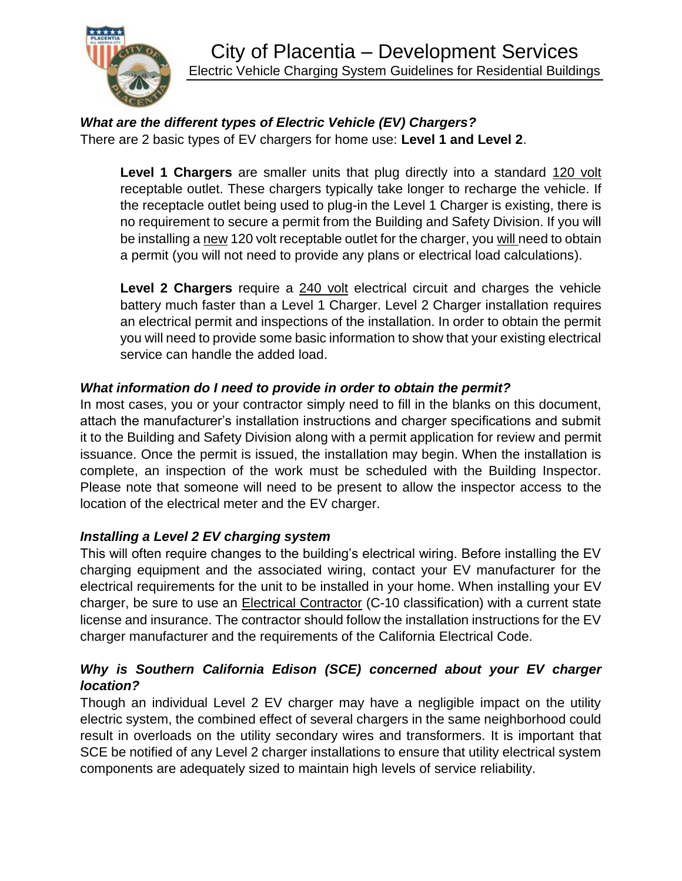# City of Placentia – Development Services

## Electric Vehicle Charging System Guidelines for Residential Buildings

***What are the different types of Electric Vehicle (EV) Chargers?***

There are 2 basic types of EV chargers for home use: **Level 1 and Level 2**.

> **Level 1 Chargers** are smaller units that plug directly into a standard 120 volt receptable outlet. These chargers typically take longer to recharge the vehicle. If the receptacle outlet being used to plug-in the Level 1 Charger is existing, there is no requirement to secure a permit from the Building and Safety Division. If you will be installing a new 120 volt receptable outlet for the charger, you will need to obtain a permit (you will not need to provide any plans or electrical load calculations).
>
> **Level 2 Chargers** require a 240 volt electrical circuit and charges the vehicle battery much faster than a Level 1 Charger. Level 2 Charger installation requires an electrical permit and inspections of the installation. In order to obtain the permit you will need to provide some basic information to show that your existing electrical service can handle the added load.

***What information do I need to provide in order to obtain the permit?***

In most cases, you or your contractor simply need to fill in the blanks on this document, attach the manufacturer's installation instructions and charger specifications and submit it to the Building and Safety Division along with a permit application for review and permit issuance. Once the permit is issued, the installation may begin. When the installation is complete, an inspection of the work must be scheduled with the Building Inspector. Please note that someone will need to be present to allow the inspector access to the location of the electrical meter and the EV charger.

***Installing a Level 2 EV charging system***

This will often require changes to the building's electrical wiring. Before installing the EV charging equipment and the associated wiring, contact your EV manufacturer for the electrical requirements for the unit to be installed in your home. When installing your EV charger, be sure to use an Electrical Contractor (C-10 classification) with a current state license and insurance. The contractor should follow the installation instructions for the EV charger manufacturer and the requirements of the California Electrical Code.

***Why is Southern California Edison (SCE) concerned about your EV charger location?***

Though an individual Level 2 EV charger may have a negligible impact on the utility electric system, the combined effect of several chargers in the same neighborhood could result in overloads on the utility secondary wires and transformers. It is important that SCE be notified of any Level 2 charger installations to ensure that utility electrical system components are adequately sized to maintain high levels of service reliability.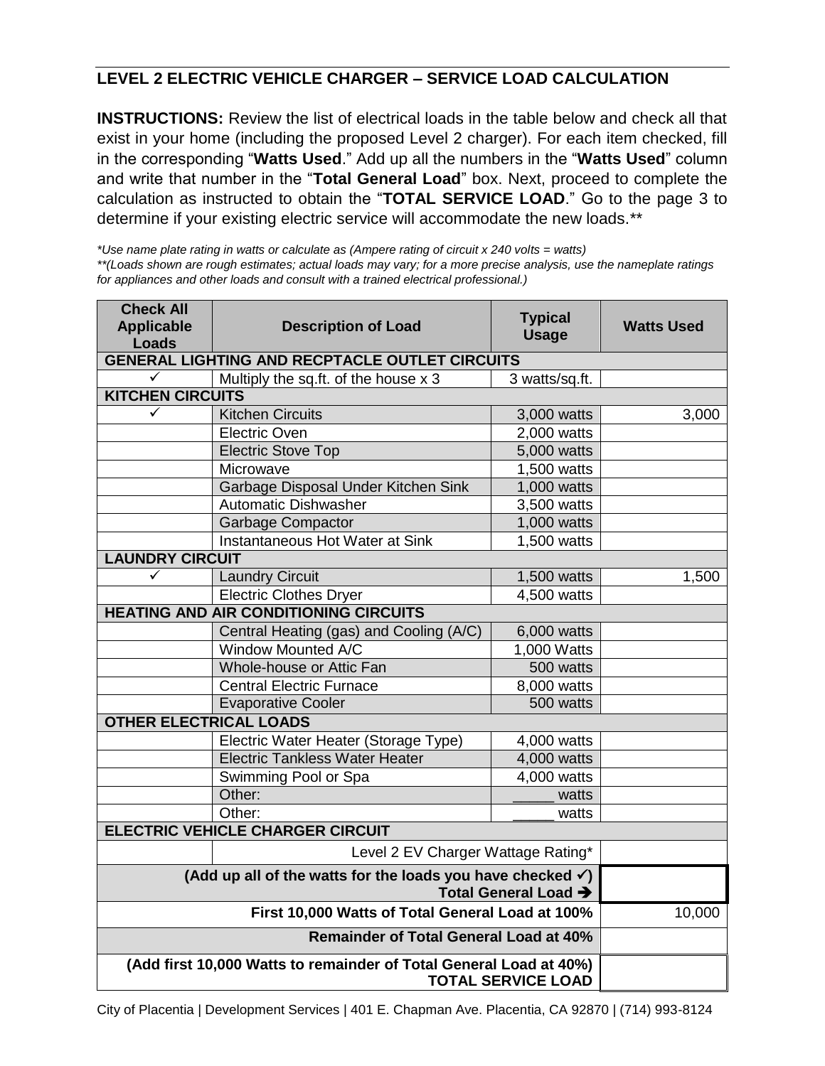## LEVEL 2 ELECTRIC VEHICLE CHARGER – SERVICE LOAD CALCULATION

**INSTRUCTIONS:** Review the list of electrical loads in the table below and check all that exist in your home (including the proposed Level 2 charger). For each item checked, fill in the corresponding "**Watts Used**." Add up all the numbers in the "**Watts Used**" column and write that number in the "**Total General Load**" box. Next, proceed to complete the calculation as instructed to obtain the "**TOTAL SERVICE LOAD**." Go to the page 3 to determine if your existing electric service will accommodate the new loads.**

*\*Use name plate rating in watts or calculate as (Ampere rating of circuit x 240 volts = watts)*
*\*\*(Loads shown are rough estimates; actual loads may vary; for a more precise analysis, use the name plate ratings for appliances and other loads and consult with a trained electrical professional.)*

| Check All Applicable Loads | Description of Load | Typical Usage | Watts Used |
|---|---|---|---|
| **GENERAL LIGHTING AND RECPTACLE OUTLET CIRCUITS** | | | |
| ✓ | Multiply the sq.ft. of the house x 3 | 3 watts/sq.ft. | |
| **KITCHEN CIRCUITS** | | | |
| ✓ | Kitchen Circuits | 3,000 watts | 3,000 |
| | Electric Oven | 2,000 watts | |
| | Electric Stove Top | 5,000 watts | |
| | Microwave | 1,500 watts | |
| | Garbage Disposal Under Kitchen Sink | 1,000 watts | |
| | Automatic Dishwasher | 3,500 watts | |
| | Garbage Compactor | 1,000 watts | |
| | Instantaneous Hot Water at Sink | 1,500 watts | |
| **LAUNDRY CIRCUIT** | | | |
| ✓ | Laundry Circuit | 1,500 watts | 1,500 |
| | Electric Clothes Dryer | 4,500 watts | |
| **HEATING AND AIR CONDITIONING CIRCUITS** | | | |
| | Central Heating (gas) and Cooling (A/C) | 6,000 watts | |
| | Window Mounted A/C | 1,000 Watts | |
| | Whole-house or Attic Fan | 500 watts | |
| | Central Electric Furnace | 8,000 watts | |
| | Evaporative Cooler | 500 watts | |
| **OTHER ELECTRICAL LOADS** | | | |
| | Electric Water Heater (Storage Type) | 4,000 watts | |
| | Electric Tankless Water Heater | 4,000 watts | |
| | Swimming Pool or Spa | 4,000 watts | |
| | Other: | _____ watts | |
| | Other: | _____ watts | |
| **ELECTRIC VEHICLE CHARGER CIRCUIT** | | | |
| | Level 2 EV Charger Wattage Rating* | | |
| **(Add up all of the watts for the loads you have checked ✓) Total General Load ➔** | | | |
| **First 10,000 Watts of Total General Load at 100%** | | | 10,000 |
| **Remainder of Total General Load at 40%** | | | |
| **(Add first 10,000 Watts to remainder of Total General Load at 40%) TOTAL SERVICE LOAD** | | | |

City of Placentia | Development Services | 401 E. Chapman Ave. Placentia, CA 92870 | (714) 993-8124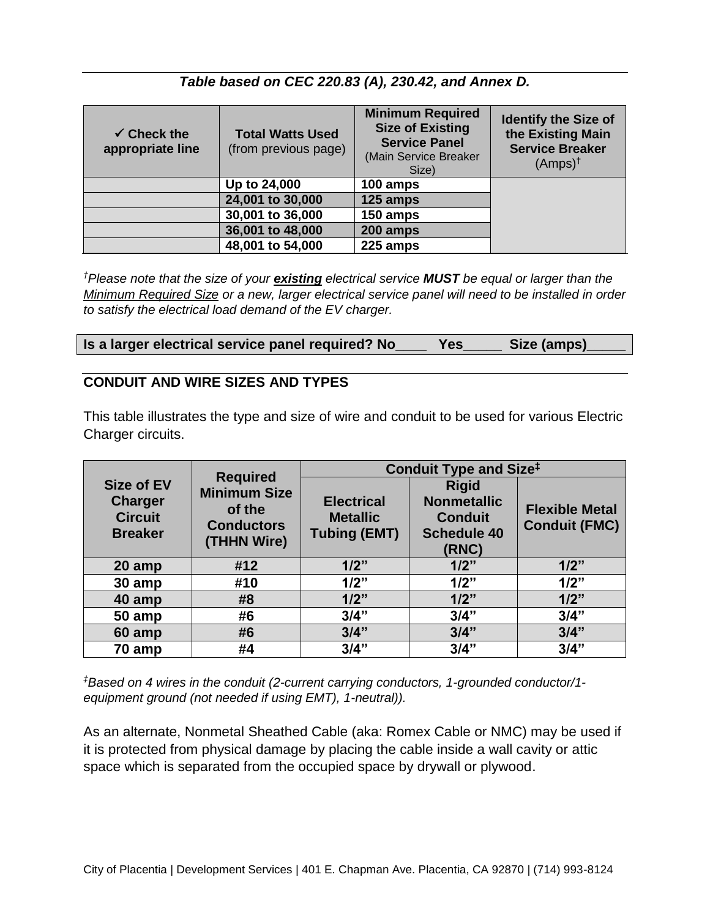***Table based on CEC 220.83 (A), 230.42, and Annex D.***

| ✓ Check the appropriate line | Total Watts Used (from previous page) | Minimum Required Size of Existing Service Panel (Main Service Breaker Size) | Identify the Size of the Existing Main Service Breaker (Amps)† |
|---|---|---|---|
| | **Up to 24,000** | **100 amps** | |
| | **24,001 to 30,000** | **125 amps** | |
| | **30,001 to 36,000** | **150 amps** | |
| | **36,001 to 48,000** | **200 amps** | |
| | **48,001 to 54,000** | **225 amps** | |

*†Please note that the size of your **existing** electrical service **MUST** be equal or larger than the Minimum Required Size or a new, larger electrical service panel will need to be installed in order to satisfy the electrical load demand of the EV charger.*

**Is a larger electrical service panel required? No____ Yes_____ Size (amps)_____**

## CONDUIT AND WIRE SIZES AND TYPES

This table illustrates the type and size of wire and conduit to be used for various Electric Charger circuits.

| Size of EV Charger Circuit Breaker | Required Minimum Size of the Conductors (THHN Wire) | Conduit Type and Size‡ | | |
|---|---|---|---|---|
| | | Electrical Metallic Tubing (EMT) | Rigid Nonmetallic Conduit Schedule 40 (RNC) | Flexible Metal Conduit (FMC) |
| 20 amp | #12 | 1/2” | 1/2” | 1/2” |
| 30 amp | #10 | 1/2” | 1/2” | 1/2” |
| 40 amp | #8 | 1/2” | 1/2” | 1/2” |
| 50 amp | #6 | 3/4” | 3/4” | 3/4” |
| 60 amp | #6 | 3/4” | 3/4” | 3/4” |
| 70 amp | #4 | 3/4” | 3/4” | 3/4” |

*‡Based on 4 wires in the conduit (2-current carrying conductors, 1-grounded conductor/1-equipment ground (not needed if using EMT), 1-neutral)).*

As an alternate, Nonmetal Sheathed Cable (aka: Romex Cable or NMC) may be used if it is protected from physical damage by placing the cable inside a wall cavity or attic space which is separated from the occupied space by drywall or plywood.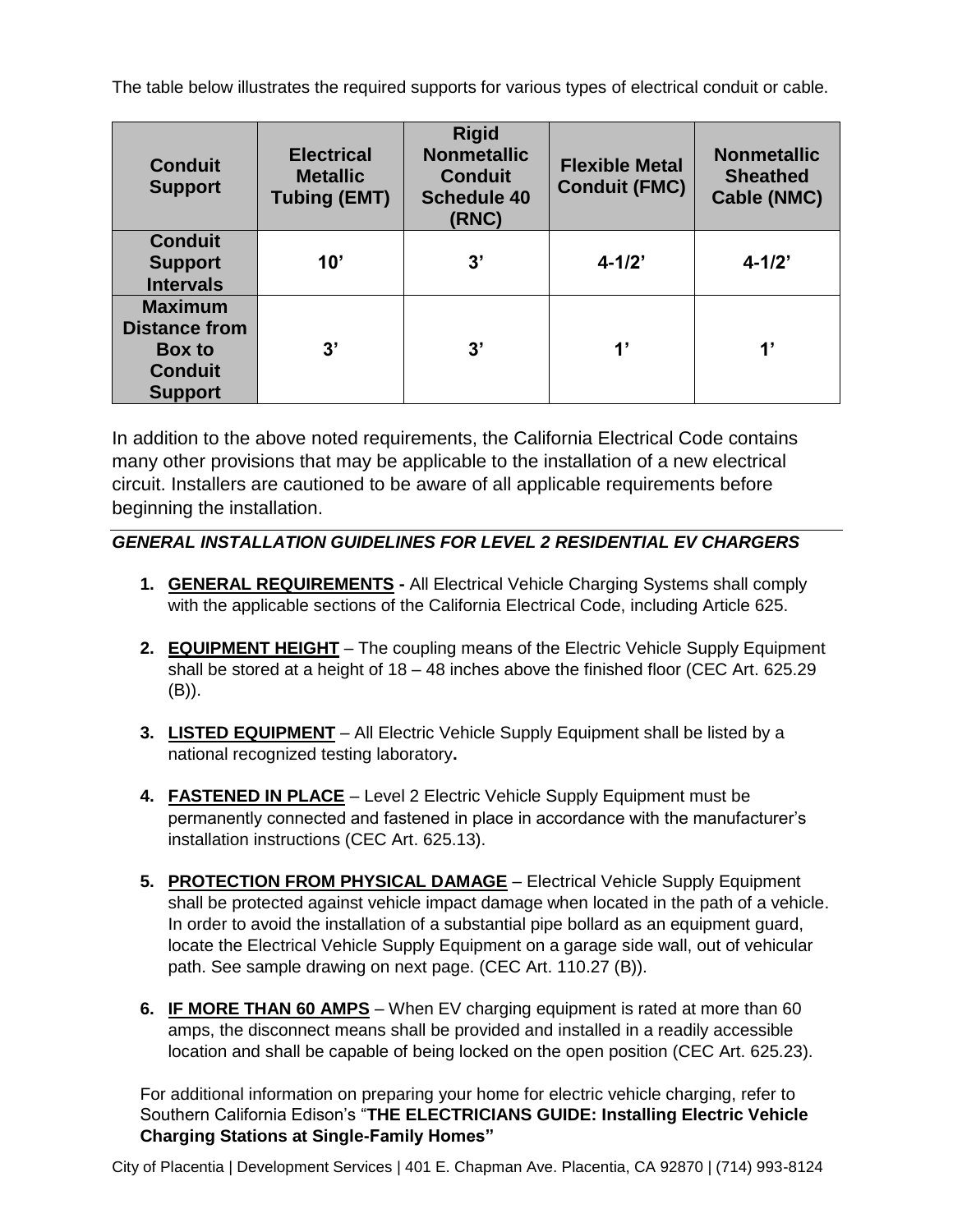The table below illustrates the required supports for various types of electrical conduit or cable.

| Conduit Support | Electrical Metallic Tubing (EMT) | Rigid Nonmetallic Conduit Schedule 40 (RNC) | Flexible Metal Conduit (FMC) | Nonmetallic Sheathed Cable (NMC) |
|---|---|---|---|---|
| **Conduit Support Intervals** | **10’** | **3’** | **4-1/2’** | **4-1/2’** |
| **Maximum Distance from Box to Conduit Support** | **3’** | **3’** | **1’** | **1’** |

In addition to the above noted requirements, the California Electrical Code contains many other provisions that may be applicable to the installation of a new electrical circuit. Installers are cautioned to be aware of all applicable requirements before beginning the installation.

### *GENERAL INSTALLATION GUIDELINES FOR LEVEL 2 RESIDENTIAL EV CHARGERS*

1. **GENERAL REQUIREMENTS -** All Electrical Vehicle Charging Systems shall comply with the applicable sections of the California Electrical Code, including Article 625.

2. **EQUIPMENT HEIGHT** – The coupling means of the Electric Vehicle Supply Equipment shall be stored at a height of 18 – 48 inches above the finished floor (CEC Art. 625.29 (B)).

3. **LISTED EQUIPMENT** – All Electric Vehicle Supply Equipment shall be listed by a national recognized testing laboratory**.**

4. **FASTENED IN PLACE** – Level 2 Electric Vehicle Supply Equipment must be permanently connected and fastened in place in accordance with the manufacturer’s installation instructions (CEC Art. 625.13).

5. **PROTECTION FROM PHYSICAL DAMAGE** – Electrical Vehicle Supply Equipment shall be protected against vehicle impact damage when located in the path of a vehicle. In order to avoid the installation of a substantial pipe bollard as an equipment guard, locate the Electrical Vehicle Supply Equipment on a garage side wall, out of vehicular path. See sample drawing on next page. (CEC Art. 110.27 (B)).

6. **IF MORE THAN 60 AMPS** – When EV charging equipment is rated at more than 60 amps, the disconnect means shall be provided and installed in a readily accessible location and shall be capable of being locked on the open position (CEC Art. 625.23).

For additional information on preparing your home for electric vehicle charging, refer to Southern California Edison’s “**THE ELECTRICIANS GUIDE: Installing Electric Vehicle Charging Stations at Single-Family Homes”**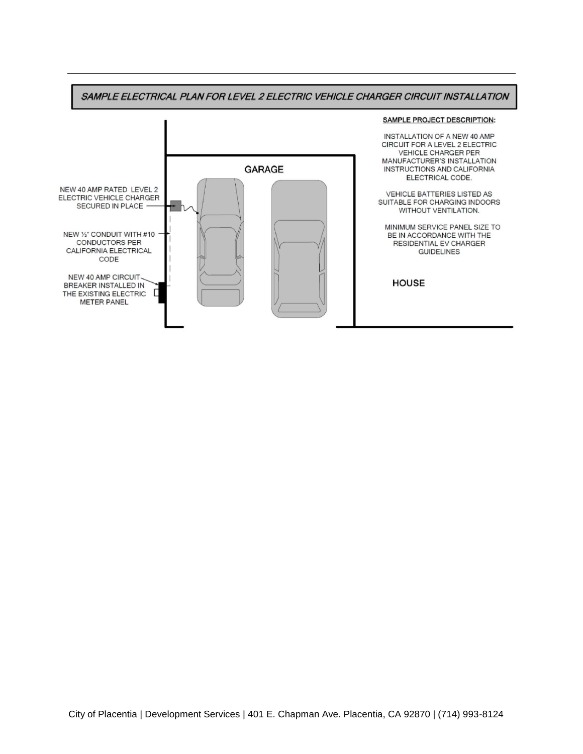## SAMPLE ELECTRICAL PLAN FOR LEVEL 2 ELECTRIC VEHICLE CHARGER CIRCUIT INSTALLATION

GARAGE

NEW 40 AMP RATED LEVEL 2 ELECTRIC VEHICLE CHARGER SECURED IN PLACE

NEW ½" CONDUIT WITH #10 CONDUCTORS PER CALIFORNIA ELECTRICAL CODE

NEW 40 AMP CIRCUIT BREAKER INSTALLED IN THE EXISTING ELECTRIC METER PANEL

HOUSE

**SAMPLE PROJECT DESCRIPTION:**

INSTALLATION OF A NEW 40 AMP CIRCUIT FOR A LEVEL 2 ELECTRIC VEHICLE CHARGER PER MANUFACTURER'S INSTALLATION INSTRUCTIONS AND CALIFORNIA ELECTRICAL CODE.

VEHICLE BATTERIES LISTED AS SUITABLE FOR CHARGING INDOORS WITHOUT VENTILATION.

MINIMUM SERVICE PANEL SIZE TO BE IN ACCORDANCE WITH THE RESIDENTIAL EV CHARGER GUIDELINES